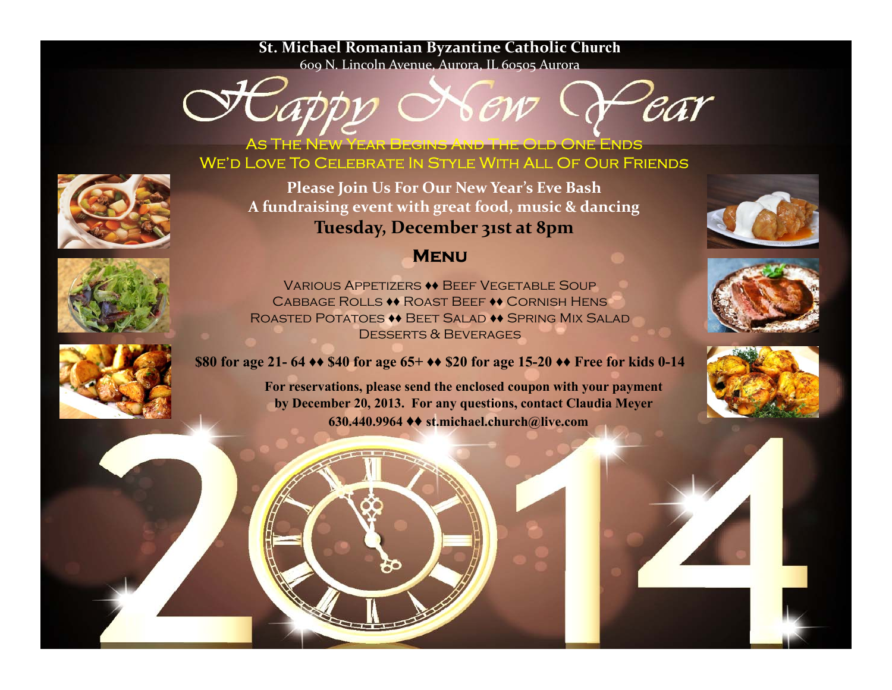**St. Michael Romanian Byzantine Catholic Church**

609 N. Lincoln Avenue, Aurora, IL 60505 Aurora

# Happy New Year

As The New Year Begins And The Old One Ends
We'd Love To Celebrate In Style With All Of Our Friends

**Please Join Us For Our New Year's Eve Bash**
**A fundraising event with great food, music & dancing**
**Tuesday, December 31st at 8pm**

## Menu

Various Appetizers ♦♦ Beef Vegetable Soup
Cabbage Rolls ♦♦ Roast Beef ♦♦ Cornish Hens
Roasted Potatoes ♦♦ Beet Salad ♦♦ Spring Mix Salad
Desserts & Beverages

**$80 for age 21- 64 ♦♦ $40 for age 65+ ♦♦ $20 for age 15-20 ♦♦ Free for kids 0-14**

**For reservations, please send the enclosed coupon with your payment by December 20, 2013. For any questions, contact Claudia Meyer**
**630.440.9964 ♦♦ st.michael.church@live.com**

2014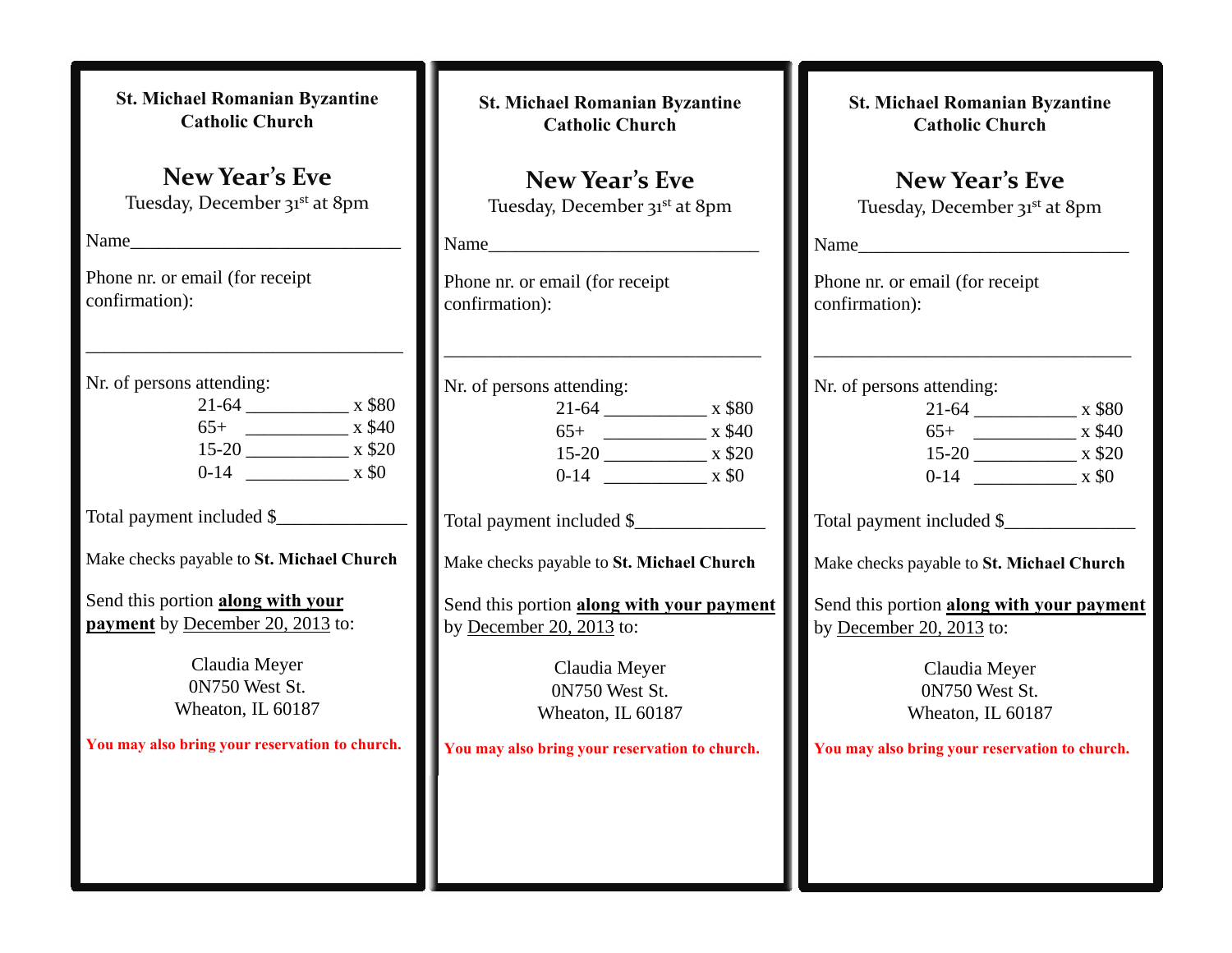**St. Michael Romanian Byzantine Catholic Church**

## New Year's Eve

Tuesday, December 31st at 8pm

Name_____________________________

Phone nr. or email (for receipt confirmation):

_________________________________

Nr. of persons attending:

| | | |
|---|---|---|
| 21-64 | ___________ | x $80 |
| 65+ | ___________ | x $40 |
| 15-20 | ___________ | x $20 |
| 0-14 | ___________ | x $0 |

Total payment included $_____________

Make checks payable to **St. Michael Church**

Send this portion **along with your payment** by December 20, 2013 to:

Claudia Meyer
0N750 West St.
Wheaton, IL 60187

**You may also bring your reservation to church.**

---

**St. Michael Romanian Byzantine Catholic Church**

## New Year's Eve

Tuesday, December 31st at 8pm

Name_____________________________

Phone nr. or email (for receipt confirmation):

_________________________________

Nr. of persons attending:

| | | |
|---|---|---|
| 21-64 | ___________ | x $80 |
| 65+ | ___________ | x $40 |
| 15-20 | ___________ | x $20 |
| 0-14 | ___________ | x $0 |

Total payment included $_____________

Make checks payable to **St. Michael Church**

Send this portion **along with your payment** by December 20, 2013 to:

Claudia Meyer
0N750 West St.
Wheaton, IL 60187

**You may also bring your reservation to church.**

---

**St. Michael Romanian Byzantine Catholic Church**

## New Year's Eve

Tuesday, December 31st at 8pm

Name_____________________________

Phone nr. or email (for receipt confirmation):

_________________________________

Nr. of persons attending:

| | | |
|---|---|---|
| 21-64 | ___________ | x $80 |
| 65+ | ___________ | x $40 |
| 15-20 | ___________ | x $20 |
| 0-14 | ___________ | x $0 |

Total payment included $_____________

Make checks payable to **St. Michael Church**

Send this portion **along with your payment** by December 20, 2013 to:

Claudia Meyer
0N750 West St.
Wheaton, IL 60187

**You may also bring your reservation to church.**